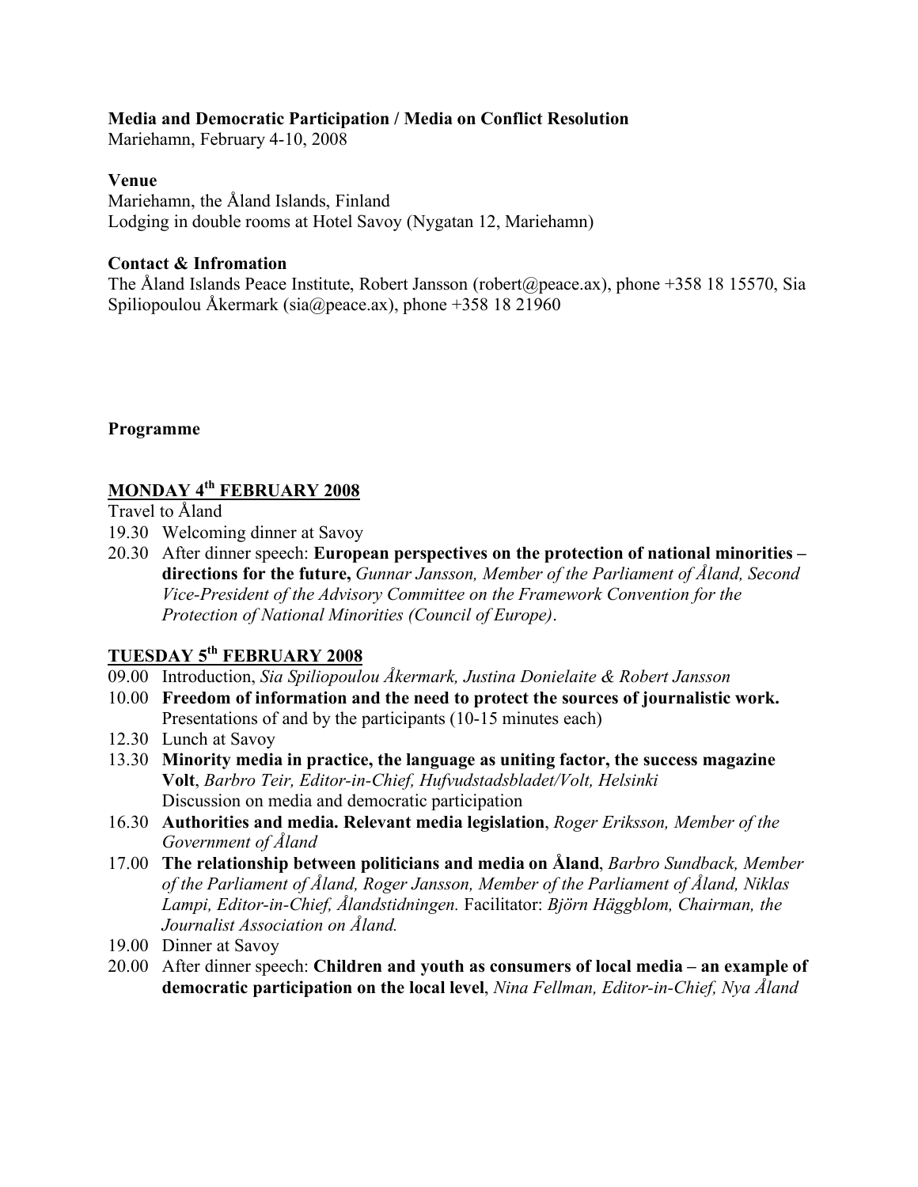**Media and Democratic Participation / Media on Conflict Resolution**
Mariehamn, February 4-10, 2008

**Venue**
Mariehamn, the Åland Islands, Finland
Lodging in double rooms at Hotel Savoy (Nygatan 12, Mariehamn)

**Contact & Infromation**
The Åland Islands Peace Institute, Robert Jansson (robert@peace.ax), phone +358 18 15570, Sia Spiliopoulou Åkermark (sia@peace.ax), phone +358 18 21960

**Programme**

## MONDAY 4th FEBRUARY 2008

Travel to Åland

19.30 Welcoming dinner at Savoy

20.30 After dinner speech: **European perspectives on the protection of national minorities – directions for the future,** *Gunnar Jansson, Member of the Parliament of Åland, Second Vice-President of the Advisory Committee on the Framework Convention for the Protection of National Minorities (Council of Europe)*.

## TUESDAY 5th FEBRUARY 2008

09.00 Introduction, *Sia Spiliopoulou Åkermark, Justina Donielaite & Robert Jansson*

10.00 **Freedom of information and the need to protect the sources of journalistic work.** Presentations of and by the participants (10-15 minutes each)

12.30 Lunch at Savoy

13.30 **Minority media in practice, the language as uniting factor, the success magazine Volt**, *Barbro Teir, Editor-in-Chief, Hufvudstadsbladet/Volt, Helsinki*
Discussion on media and democratic participation

16.30 **Authorities and media. Relevant media legislation**, *Roger Eriksson, Member of the Government of Åland*

17.00 **The relationship between politicians and media on Åland**, *Barbro Sundback, Member of the Parliament of Åland, Roger Jansson, Member of the Parliament of Åland, Niklas Lampi, Editor-in-Chief, Ålandstidningen.* Facilitator: *Björn Häggblom, Chairman, the Journalist Association on Åland.*

19.00 Dinner at Savoy

20.00 After dinner speech: **Children and youth as consumers of local media – an example of democratic participation on the local level**, *Nina Fellman, Editor-in-Chief, Nya Åland*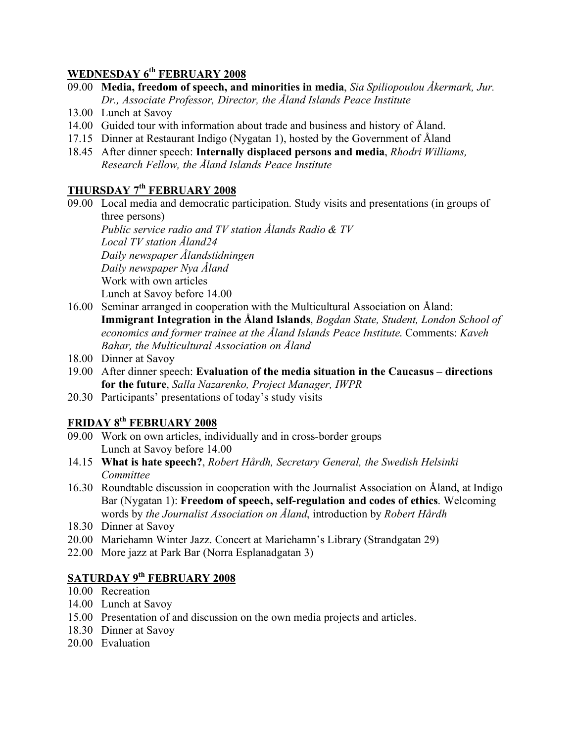## WEDNESDAY 6th FEBRUARY 2008

09.00 **Media, freedom of speech, and minorities in media**, *Sia Spiliopoulou Åkermark, Jur. Dr., Associate Professor, Director, the Åland Islands Peace Institute*

13.00 Lunch at Savoy

14.00 Guided tour with information about trade and business and history of Åland.

17.15 Dinner at Restaurant Indigo (Nygatan 1), hosted by the Government of Åland

18.45 After dinner speech: **Internally displaced persons and media**, *Rhodri Williams, Research Fellow, the Åland Islands Peace Institute*

## THURSDAY 7th FEBRUARY 2008

09.00 Local media and democratic participation. Study visits and presentations (in groups of three persons)
*Public service radio and TV station Ålands Radio & TV*
*Local TV station Åland24*
*Daily newspaper Ålandstidningen*
*Daily newspaper Nya Åland*
Work with own articles
Lunch at Savoy before 14.00

16.00 Seminar arranged in cooperation with the Multicultural Association on Åland: **Immigrant Integration in the Åland Islands**, *Bogdan State, Student, London School of economics and former trainee at the Åland Islands Peace Institute*. Comments: *Kaveh Bahar, the Multicultural Association on Åland*

18.00 Dinner at Savoy

19.00 After dinner speech: **Evaluation of the media situation in the Caucasus – directions for the future**, *Salla Nazarenko, Project Manager, IWPR*

20.30 Participants' presentations of today's study visits

## FRIDAY 8th FEBRUARY 2008

09.00 Work on own articles, individually and in cross-border groups
Lunch at Savoy before 14.00

14.15 **What is hate speech?**, *Robert Hårdh, Secretary General, the Swedish Helsinki Committee*

16.30 Roundtable discussion in cooperation with the Journalist Association on Åland, at Indigo Bar (Nygatan 1): **Freedom of speech, self-regulation and codes of ethics**. Welcoming words by *the Journalist Association on Åland*, introduction by *Robert Hårdh*

18.30 Dinner at Savoy

20.00 Mariehamn Winter Jazz. Concert at Mariehamn's Library (Strandgatan 29)

22.00 More jazz at Park Bar (Norra Esplanadgatan 3)

## SATURDAY 9th FEBRUARY 2008

10.00 Recreation

14.00 Lunch at Savoy

15.00 Presentation of and discussion on the own media projects and articles.

18.30 Dinner at Savoy

20.00 Evaluation